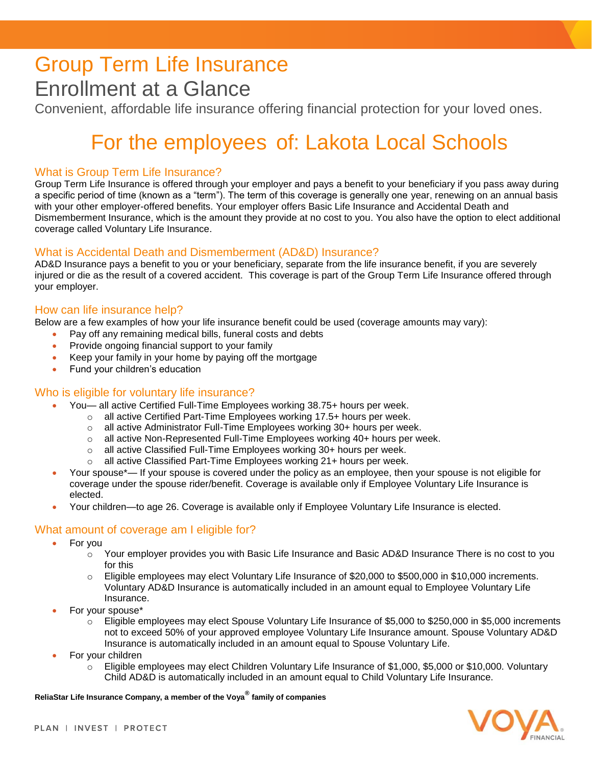# Group Term Life Insurance

## Enrollment at a Glance

Convenient, affordable life insurance offering financial protection for your loved ones.

## For the employees of: Lakota Local Schools

### What is Group Term Life Insurance?

Group Term Life Insurance is offered through your employer and pays a benefit to your beneficiary if you pass away during a specific period of time (known as a "term"). The term of this coverage is generally one year, renewing on an annual basis with your other employer-offered benefits. Your employer offers Basic Life Insurance and Accidental Death and Dismemberment Insurance, which is the amount they provide at no cost to you. You also have the option to elect additional coverage called Voluntary Life Insurance.

### What is Accidental Death and Dismemberment (AD&D) Insurance?

AD&D Insurance pays a benefit to you or your beneficiary, separate from the life insurance benefit, if you are severely injured or die as the result of a covered accident. This coverage is part of the Group Term Life Insurance offered through your employer.

### How can life insurance help?

Below are a few examples of how your life insurance benefit could be used (coverage amounts may vary):

- Pay off any remaining medical bills, funeral costs and debts
- Provide ongoing financial support to your family
- Keep your family in your home by paying off the mortgage
- Fund your children's education

### Who is eligible for voluntary life insurance?

- You— all active Certified Full-Time Employees working 38.75+ hours per week.
  - all active Certified Part-Time Employees working 17.5+ hours per week.
  - all active Administrator Full-Time Employees working 30+ hours per week.
  - all active Non-Represented Full-Time Employees working 40+ hours per week.
  - all active Classified Full-Time Employees working 30+ hours per week.
  - all active Classified Part-Time Employees working 21+ hours per week.
- Your spouse*— If your spouse is covered under the policy as an employee, then your spouse is not eligible for coverage under the spouse rider/benefit. Coverage is available only if Employee Voluntary Life Insurance is elected.
- Your children—to age 26. Coverage is available only if Employee Voluntary Life Insurance is elected.

### What amount of coverage am I eligible for?

- For you
  - Your employer provides you with Basic Life Insurance and Basic AD&D Insurance There is no cost to you for this
  - Eligible employees may elect Voluntary Life Insurance of $20,000 to $500,000 in $10,000 increments. Voluntary AD&D Insurance is automatically included in an amount equal to Employee Voluntary Life Insurance.
- For your spouse*
  - Eligible employees may elect Spouse Voluntary Life Insurance of $5,000 to $250,000 in $5,000 increments not to exceed 50% of your approved employee Voluntary Life Insurance amount. Spouse Voluntary AD&D Insurance is automatically included in an amount equal to Spouse Voluntary Life.
- For your children
  - Eligible employees may elect Children Voluntary Life Insurance of $1,000, $5,000 or $10,000. Voluntary Child AD&D is automatically included in an amount equal to Child Voluntary Life Insurance.

**ReliaStar Life Insurance Company, a member of the Voya® family of companies**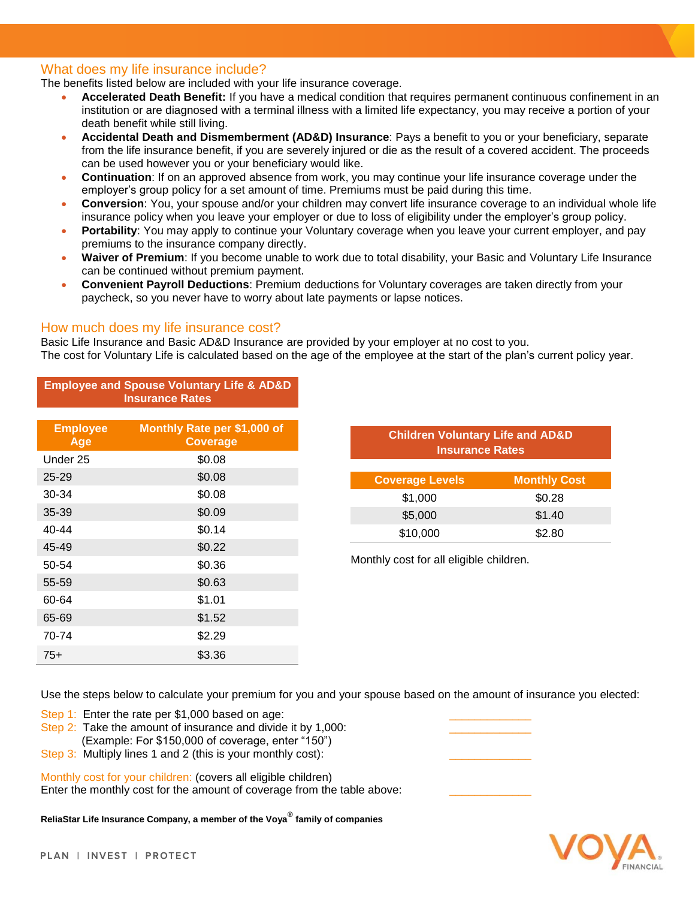## What does my life insurance include?

The benefits listed below are included with your life insurance coverage.

- **Accelerated Death Benefit:** If you have a medical condition that requires permanent continuous confinement in an institution or are diagnosed with a terminal illness with a limited life expectancy, you may receive a portion of your death benefit while still living.
- **Accidental Death and Dismemberment (AD&D) Insurance**: Pays a benefit to you or your beneficiary, separate from the life insurance benefit, if you are severely injured or die as the result of a covered accident. The proceeds can be used however you or your beneficiary would like.
- **Continuation**: If on an approved absence from work, you may continue your life insurance coverage under the employer's group policy for a set amount of time. Premiums must be paid during this time.
- **Conversion**: You, your spouse and/or your children may convert life insurance coverage to an individual whole life insurance policy when you leave your employer or due to loss of eligibility under the employer's group policy.
- **Portability**: You may apply to continue your Voluntary coverage when you leave your current employer, and pay premiums to the insurance company directly.
- **Waiver of Premium**: If you become unable to work due to total disability, your Basic and Voluntary Life Insurance can be continued without premium payment.
- **Convenient Payroll Deductions**: Premium deductions for Voluntary coverages are taken directly from your paycheck, so you never have to worry about late payments or lapse notices.

## How much does my life insurance cost?

Basic Life Insurance and Basic AD&D Insurance are provided by your employer at no cost to you.
The cost for Voluntary Life is calculated based on the age of the employee at the start of the plan's current policy year.

**Employee and Spouse Voluntary Life & AD&D Insurance Rates**

| Employee Age | Monthly Rate per $1,000 of Coverage |
|---|---|
| Under 25 | $0.08 |
| 25-29 | $0.08 |
| 30-34 | $0.08 |
| 35-39 | $0.09 |
| 40-44 | $0.14 |
| 45-49 | $0.22 |
| 50-54 | $0.36 |
| 55-59 | $0.63 |
| 60-64 | $1.01 |
| 65-69 | $1.52 |
| 70-74 | $2.29 |
| 75+ | $3.36 |

**Children Voluntary Life and AD&D Insurance Rates**

| Coverage Levels | Monthly Cost |
|---|---|
| $1,000 | $0.28 |
| $5,000 | $1.40 |
| $10,000 | $2.80 |

Monthly cost for all eligible children.

Use the steps below to calculate your premium for you and your spouse based on the amount of insurance you elected:

Step 1: Enter the rate per $1,000 based on age: ____________
Step 2: Take the amount of insurance and divide it by 1,000: ____________
(Example: For $150,000 of coverage, enter "150")
Step 3: Multiply lines 1 and 2 (this is your monthly cost): ____________

Monthly cost for your children: (covers all eligible children)
Enter the monthly cost for the amount of coverage from the table above: ____________

**ReliaStar Life Insurance Company, a member of the Voya® family of companies**

PLAN | INVEST | PROTECT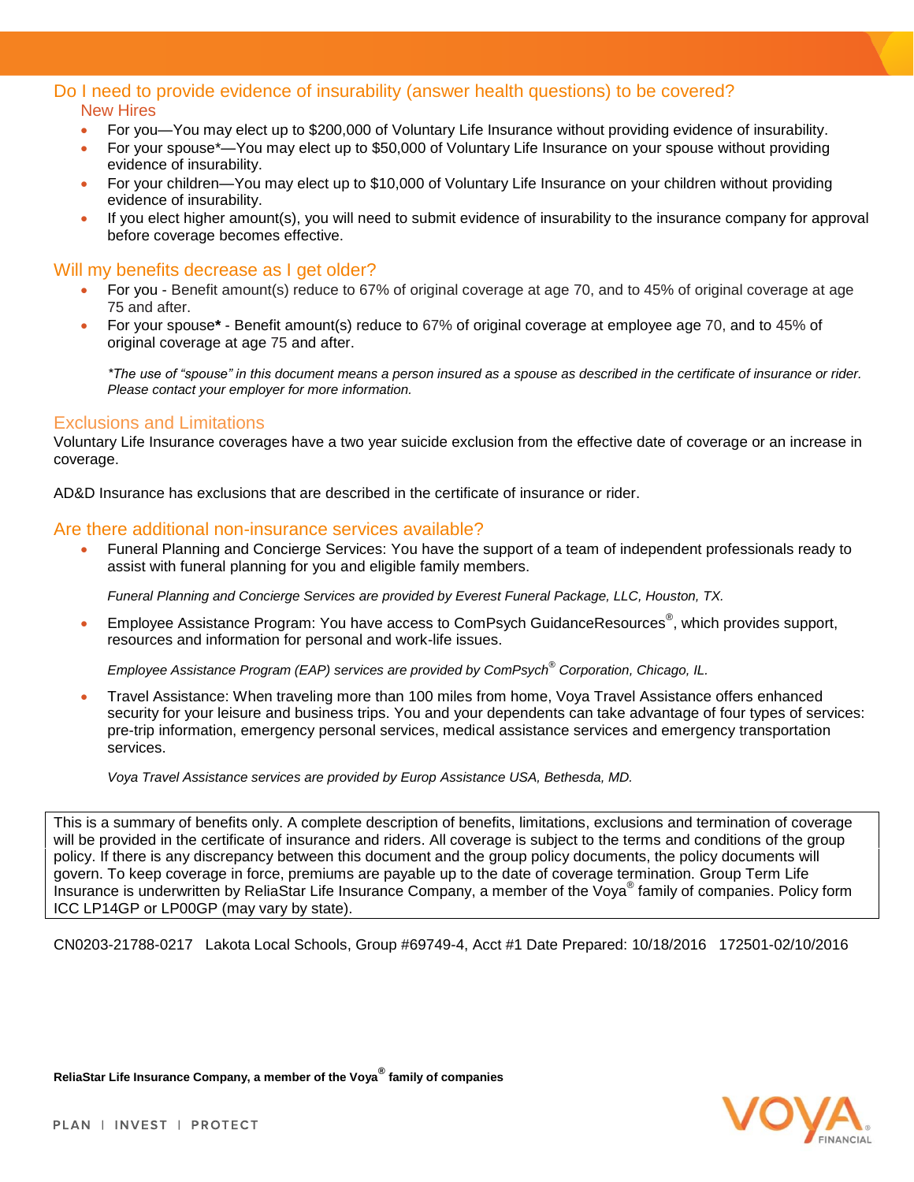## Do I need to provide evidence of insurability (answer health questions) to be covered?

### New Hires

- For you—You may elect up to $200,000 of Voluntary Life Insurance without providing evidence of insurability.
- For your spouse*—You may elect up to $50,000 of Voluntary Life Insurance on your spouse without providing evidence of insurability.
- For your children—You may elect up to $10,000 of Voluntary Life Insurance on your children without providing evidence of insurability.
- If you elect higher amount(s), you will need to submit evidence of insurability to the insurance company for approval before coverage becomes effective.

## Will my benefits decrease as I get older?

- For you - Benefit amount(s) reduce to 67% of original coverage at age 70, and to 45% of original coverage at age 75 and after.
- For your spouse**\*** - Benefit amount(s) reduce to 67% of original coverage at employee age 70, and to 45% of original coverage at age 75 and after.

*\*The use of "spouse" in this document means a person insured as a spouse as described in the certificate of insurance or rider. Please contact your employer for more information.*

## Exclusions and Limitations

Voluntary Life Insurance coverages have a two year suicide exclusion from the effective date of coverage or an increase in coverage.

AD&D Insurance has exclusions that are described in the certificate of insurance or rider.

## Are there additional non-insurance services available?

- Funeral Planning and Concierge Services: You have the support of a team of independent professionals ready to assist with funeral planning for you and eligible family members.

  *Funeral Planning and Concierge Services are provided by Everest Funeral Package, LLC, Houston, TX.*

- Employee Assistance Program: You have access to ComPsych GuidanceResources®, which provides support, resources and information for personal and work-life issues.

  *Employee Assistance Program (EAP) services are provided by ComPsych® Corporation, Chicago, IL.*

- Travel Assistance: When traveling more than 100 miles from home, Voya Travel Assistance offers enhanced security for your leisure and business trips. You and your dependents can take advantage of four types of services: pre-trip information, emergency personal services, medical assistance services and emergency transportation services.

  *Voya Travel Assistance services are provided by Europ Assistance USA, Bethesda, MD.*

This is a summary of benefits only. A complete description of benefits, limitations, exclusions and termination of coverage will be provided in the certificate of insurance and riders. All coverage is subject to the terms and conditions of the group policy. If there is any discrepancy between this document and the group policy documents, the policy documents will govern. To keep coverage in force, premiums are payable up to the date of coverage termination. Group Term Life Insurance is underwritten by ReliaStar Life Insurance Company, a member of the Voya® family of companies. Policy form ICC LP14GP or LP00GP (may vary by state).

CN0203-21788-0217 Lakota Local Schools, Group #69749-4, Acct #1 Date Prepared: 10/18/2016 172501-02/10/2016

**ReliaStar Life Insurance Company, a member of the Voya® family of companies**

PLAN | INVEST | PROTECT

VOYA FINANCIAL